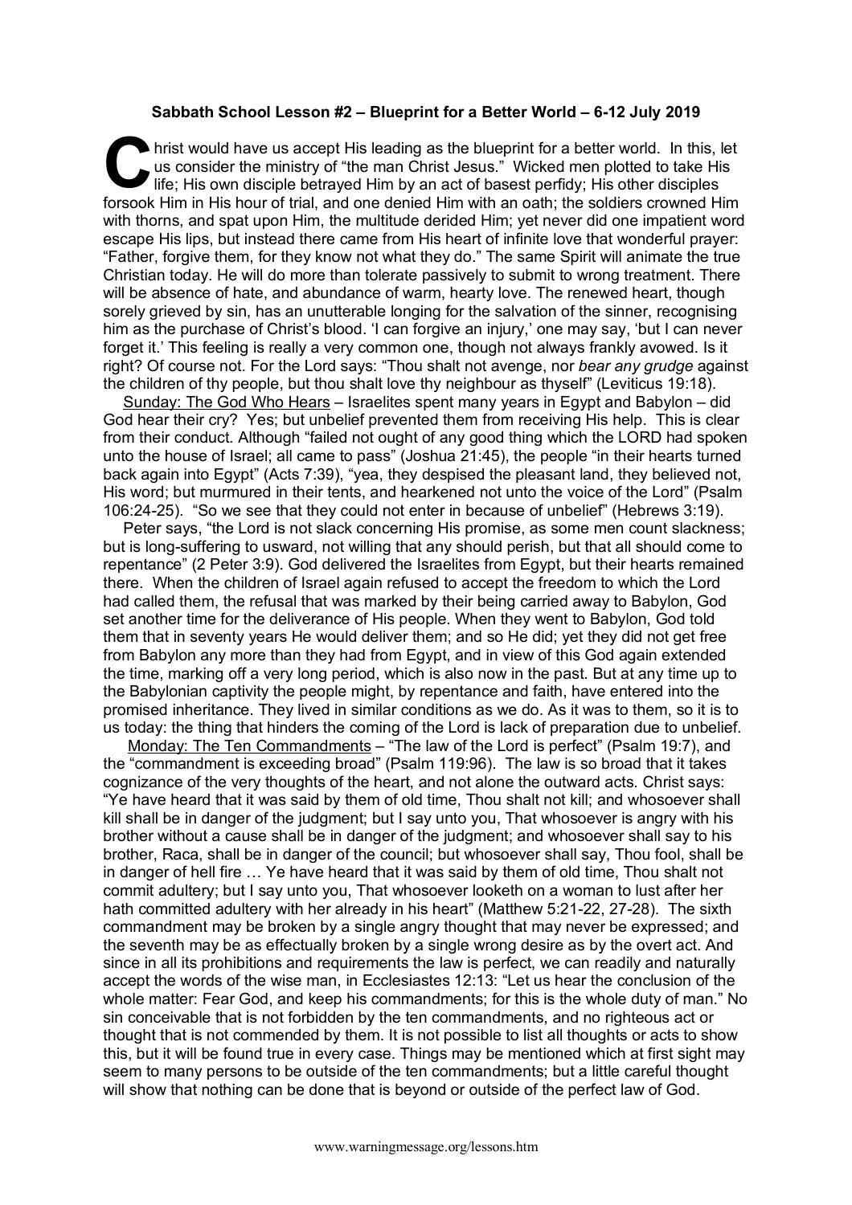**Sabbath School Lesson #2 – Blueprint for a Better World – 6-12 July 2019**

Christ would have us accept His leading as the blueprint for a better world. In this, let us consider the ministry of "the man Christ Jesus." Wicked men plotted to take His life; His own disciple betrayed Him by an act of basest perfidy; His other disciples forsook Him in His hour of trial, and one denied Him with an oath; the soldiers crowned Him with thorns, and spat upon Him, the multitude derided Him; yet never did one impatient word escape His lips, but instead there came from His heart of infinite love that wonderful prayer: "Father, forgive them, for they know not what they do." The same Spirit will animate the true Christian today. He will do more than tolerate passively to submit to wrong treatment. There will be absence of hate, and abundance of warm, hearty love. The renewed heart, though sorely grieved by sin, has an unutterable longing for the salvation of the sinner, recognising him as the purchase of Christ's blood. 'I can forgive an injury,' one may say, 'but I can never forget it.' This feeling is really a very common one, though not always frankly avowed. Is it right? Of course not. For the Lord says: "Thou shalt not avenge, nor *bear any grudge* against the children of thy people, but thou shalt love thy neighbour as thyself" (Leviticus 19:18).

Sunday: The God Who Hears – Israelites spent many years in Egypt and Babylon – did God hear their cry? Yes; but unbelief prevented them from receiving His help. This is clear from their conduct. Although "failed not ought of any good thing which the LORD had spoken unto the house of Israel; all came to pass" (Joshua 21:45), the people "in their hearts turned back again into Egypt" (Acts 7:39), "yea, they despised the pleasant land, they believed not, His word; but murmured in their tents, and hearkened not unto the voice of the Lord" (Psalm 106:24-25). "So we see that they could not enter in because of unbelief" (Hebrews 3:19).

Peter says, "the Lord is not slack concerning His promise, as some men count slackness; but is long-suffering to usward, not willing that any should perish, but that all should come to repentance" (2 Peter 3:9). God delivered the Israelites from Egypt, but their hearts remained there. When the children of Israel again refused to accept the freedom to which the Lord had called them, the refusal that was marked by their being carried away to Babylon, God set another time for the deliverance of His people. When they went to Babylon, God told them that in seventy years He would deliver them; and so He did; yet they did not get free from Babylon any more than they had from Egypt, and in view of this God again extended the time, marking off a very long period, which is also now in the past. But at any time up to the Babylonian captivity the people might, by repentance and faith, have entered into the promised inheritance. They lived in similar conditions as we do. As it was to them, so it is to us today: the thing that hinders the coming of the Lord is lack of preparation due to unbelief.

Monday: The Ten Commandments – "The law of the Lord is perfect" (Psalm 19:7), and the "commandment is exceeding broad" (Psalm 119:96). The law is so broad that it takes cognizance of the very thoughts of the heart, and not alone the outward acts. Christ says: "Ye have heard that it was said by them of old time, Thou shalt not kill; and whosoever shall kill shall be in danger of the judgment; but I say unto you, That whosoever is angry with his brother without a cause shall be in danger of the judgment; and whosoever shall say to his brother, Raca, shall be in danger of the council; but whosoever shall say, Thou fool, shall be in danger of hell fire … Ye have heard that it was said by them of old time, Thou shalt not commit adultery; but I say unto you, That whosoever looketh on a woman to lust after her hath committed adultery with her already in his heart" (Matthew 5:21-22, 27-28). The sixth commandment may be broken by a single angry thought that may never be expressed; and the seventh may be as effectually broken by a single wrong desire as by the overt act. And since in all its prohibitions and requirements the law is perfect, we can readily and naturally accept the words of the wise man, in Ecclesiastes 12:13: "Let us hear the conclusion of the whole matter: Fear God, and keep his commandments; for this is the whole duty of man." No sin conceivable that is not forbidden by the ten commandments, and no righteous act or thought that is not commended by them. It is not possible to list all thoughts or acts to show this, but it will be found true in every case. Things may be mentioned which at first sight may seem to many persons to be outside of the ten commandments; but a little careful thought will show that nothing can be done that is beyond or outside of the perfect law of God.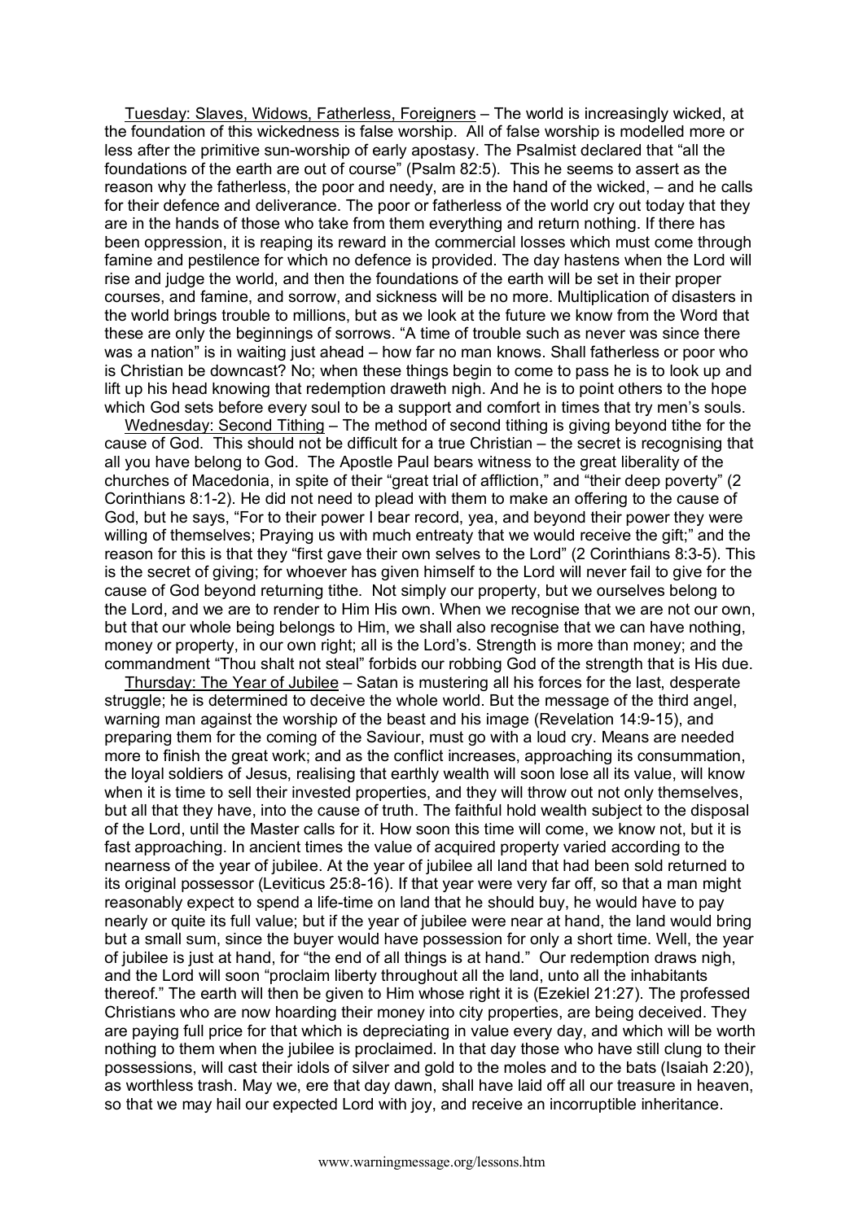Tuesday: Slaves, Widows, Fatherless, Foreigners – The world is increasingly wicked, at the foundation of this wickedness is false worship. All of false worship is modelled more or less after the primitive sun-worship of early apostasy. The Psalmist declared that "all the foundations of the earth are out of course" (Psalm 82:5). This he seems to assert as the reason why the fatherless, the poor and needy, are in the hand of the wicked, – and he calls for their defence and deliverance. The poor or fatherless of the world cry out today that they are in the hands of those who take from them everything and return nothing. If there has been oppression, it is reaping its reward in the commercial losses which must come through famine and pestilence for which no defence is provided. The day hastens when the Lord will rise and judge the world, and then the foundations of the earth will be set in their proper courses, and famine, and sorrow, and sickness will be no more. Multiplication of disasters in the world brings trouble to millions, but as we look at the future we know from the Word that these are only the beginnings of sorrows. "A time of trouble such as never was since there was a nation" is in waiting just ahead – how far no man knows. Shall fatherless or poor who is Christian be downcast? No; when these things begin to come to pass he is to look up and lift up his head knowing that redemption draweth nigh. And he is to point others to the hope which God sets before every soul to be a support and comfort in times that try men's souls.

Wednesday: Second Tithing – The method of second tithing is giving beyond tithe for the cause of God. This should not be difficult for a true Christian – the secret is recognising that all you have belong to God. The Apostle Paul bears witness to the great liberality of the churches of Macedonia, in spite of their "great trial of affliction," and "their deep poverty" (2 Corinthians 8:1-2). He did not need to plead with them to make an offering to the cause of God, but he says, "For to their power I bear record, yea, and beyond their power they were willing of themselves; Praying us with much entreaty that we would receive the gift;" and the reason for this is that they "first gave their own selves to the Lord" (2 Corinthians 8:3-5). This is the secret of giving; for whoever has given himself to the Lord will never fail to give for the cause of God beyond returning tithe. Not simply our property, but we ourselves belong to the Lord, and we are to render to Him His own. When we recognise that we are not our own, but that our whole being belongs to Him, we shall also recognise that we can have nothing, money or property, in our own right; all is the Lord's. Strength is more than money; and the commandment "Thou shalt not steal" forbids our robbing God of the strength that is His due.

Thursday: The Year of Jubilee – Satan is mustering all his forces for the last, desperate struggle; he is determined to deceive the whole world. But the message of the third angel, warning man against the worship of the beast and his image (Revelation 14:9-15), and preparing them for the coming of the Saviour, must go with a loud cry. Means are needed more to finish the great work; and as the conflict increases, approaching its consummation, the loyal soldiers of Jesus, realising that earthly wealth will soon lose all its value, will know when it is time to sell their invested properties, and they will throw out not only themselves, but all that they have, into the cause of truth. The faithful hold wealth subject to the disposal of the Lord, until the Master calls for it. How soon this time will come, we know not, but it is fast approaching. In ancient times the value of acquired property varied according to the nearness of the year of jubilee. At the year of jubilee all land that had been sold returned to its original possessor (Leviticus 25:8-16). If that year were very far off, so that a man might reasonably expect to spend a life-time on land that he should buy, he would have to pay nearly or quite its full value; but if the year of jubilee were near at hand, the land would bring but a small sum, since the buyer would have possession for only a short time. Well, the year of jubilee is just at hand, for "the end of all things is at hand." Our redemption draws nigh, and the Lord will soon "proclaim liberty throughout all the land, unto all the inhabitants thereof." The earth will then be given to Him whose right it is (Ezekiel 21:27). The professed Christians who are now hoarding their money into city properties, are being deceived. They are paying full price for that which is depreciating in value every day, and which will be worth nothing to them when the jubilee is proclaimed. In that day those who have still clung to their possessions, will cast their idols of silver and gold to the moles and to the bats (Isaiah 2:20), as worthless trash. May we, ere that day dawn, shall have laid off all our treasure in heaven, so that we may hail our expected Lord with joy, and receive an incorruptible inheritance.

www.warningmessage.org/lessons.htm